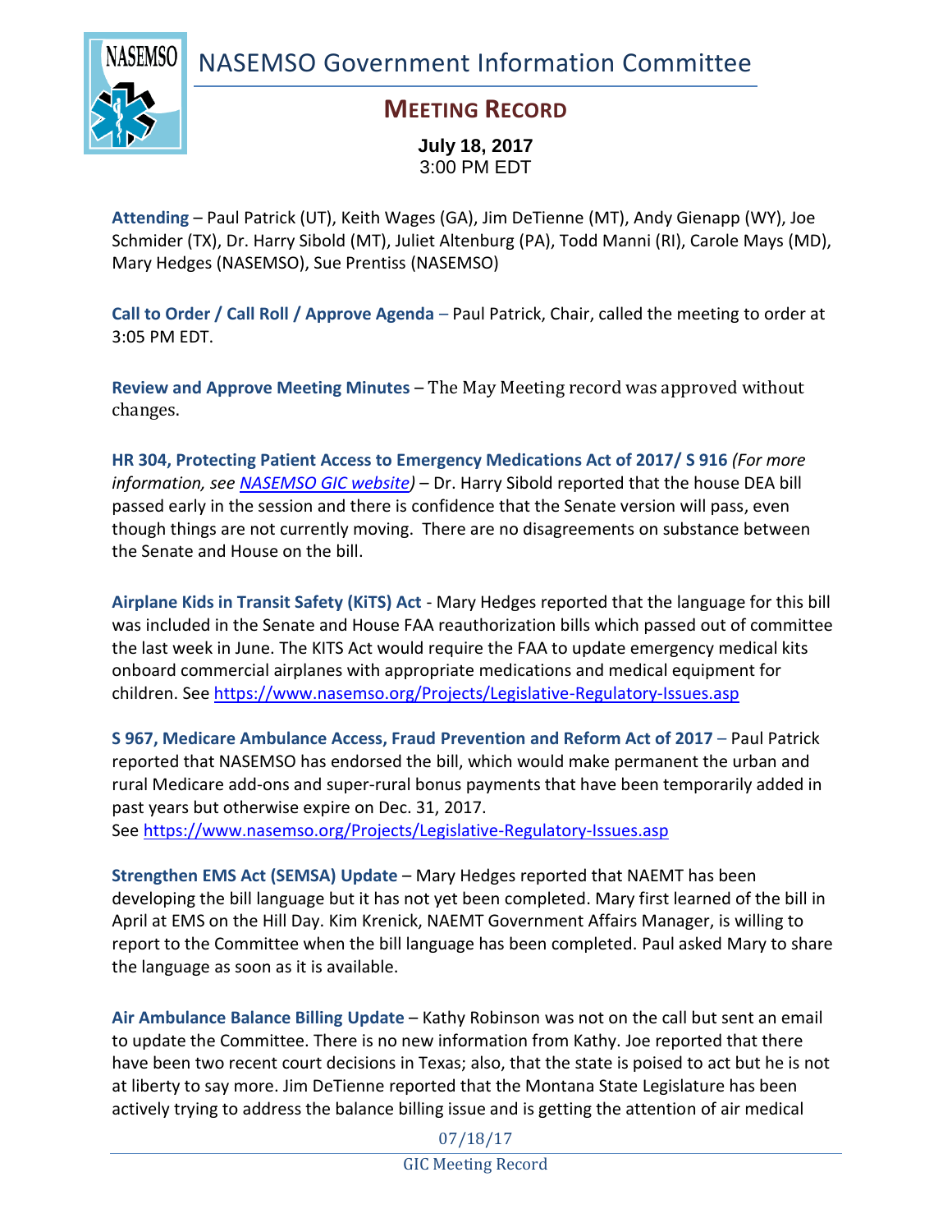# NASEMSO Government Information Committee

## MEETING RECORD

**July 18, 2017**
3:00 PM EDT

**Attending** – Paul Patrick (UT), Keith Wages (GA), Jim DeTienne (MT), Andy Gienapp (WY), Joe Schmider (TX), Dr. Harry Sibold (MT), Juliet Altenburg (PA), Todd Manni (RI), Carole Mays (MD), Mary Hedges (NASEMSO), Sue Prentiss (NASEMSO)

**Call to Order / Call Roll / Approve Agenda** – Paul Patrick, Chair, called the meeting to order at 3:05 PM EDT.

**Review and Approve Meeting Minutes** – The May Meeting record was approved without changes.

**HR 304, Protecting Patient Access to Emergency Medications Act of 2017/ S 916** *(For more information, see [NASEMSO GIC website](NASEMSO GIC website))* – Dr. Harry Sibold reported that the house DEA bill passed early in the session and there is confidence that the Senate version will pass, even though things are not currently moving. There are no disagreements on substance between the Senate and House on the bill.

**Airplane Kids in Transit Safety (KiTS) Act** - Mary Hedges reported that the language for this bill was included in the Senate and House FAA reauthorization bills which passed out of committee the last week in June. The KITS Act would require the FAA to update emergency medical kits onboard commercial airplanes with appropriate medications and medical equipment for children. See https://www.nasemso.org/Projects/Legislative-Regulatory-Issues.asp

**S 967, Medicare Ambulance Access, Fraud Prevention and Reform Act of 2017** – Paul Patrick reported that NASEMSO has endorsed the bill, which would make permanent the urban and rural Medicare add-ons and super-rural bonus payments that have been temporarily added in past years but otherwise expire on Dec. 31, 2017.
See https://www.nasemso.org/Projects/Legislative-Regulatory-Issues.asp

**Strengthen EMS Act (SEMSA) Update** – Mary Hedges reported that NAEMT has been developing the bill language but it has not yet been completed. Mary first learned of the bill in April at EMS on the Hill Day. Kim Krenick, NAEMT Government Affairs Manager, is willing to report to the Committee when the bill language has been completed. Paul asked Mary to share the language as soon as it is available.

**Air Ambulance Balance Billing Update** – Kathy Robinson was not on the call but sent an email to update the Committee. There is no new information from Kathy. Joe reported that there have been two recent court decisions in Texas; also, that the state is poised to act but he is not at liberty to say more. Jim DeTienne reported that the Montana State Legislature has been actively trying to address the balance billing issue and is getting the attention of air medical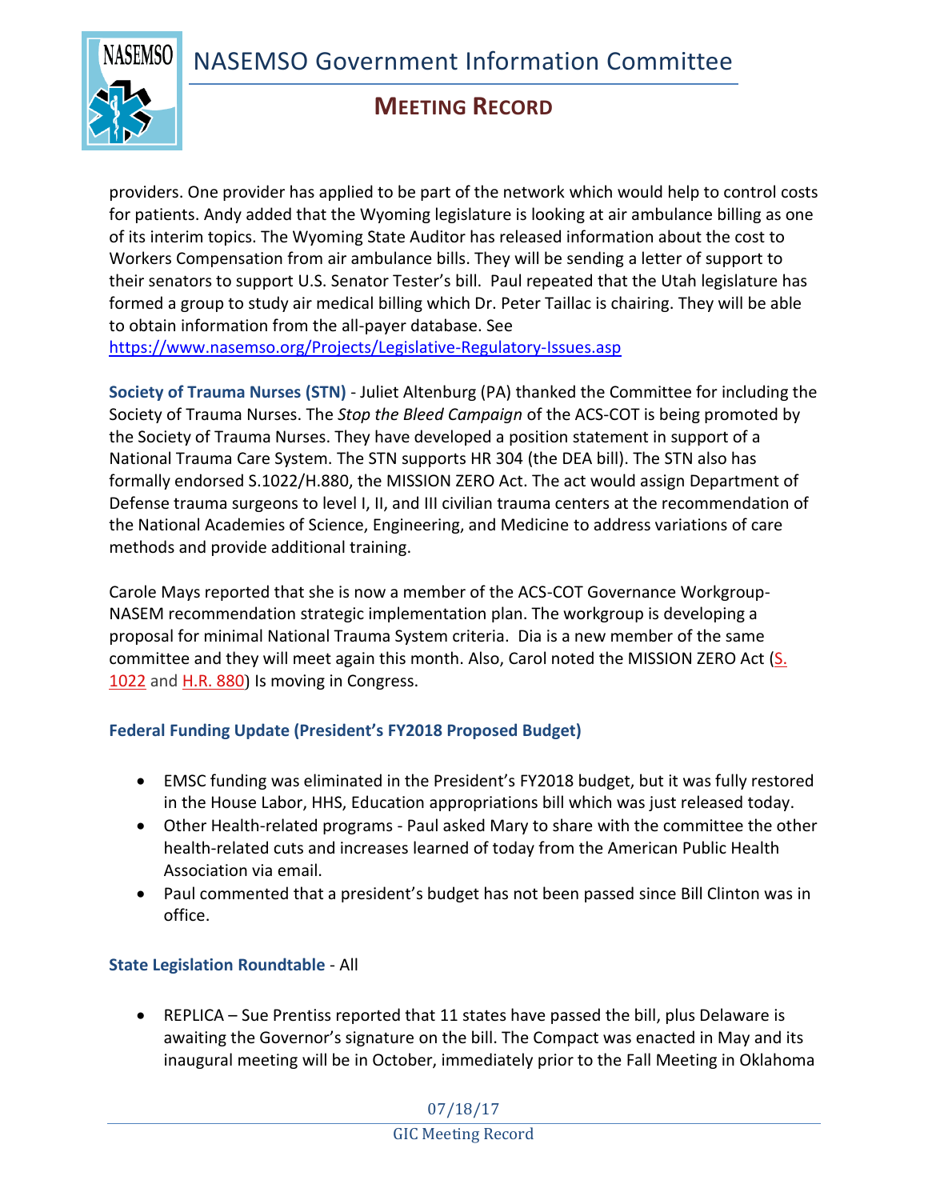providers. One provider has applied to be part of the network which would help to control costs for patients. Andy added that the Wyoming legislature is looking at air ambulance billing as one of its interim topics. The Wyoming State Auditor has released information about the cost to Workers Compensation from air ambulance bills. They will be sending a letter of support to their senators to support U.S. Senator Tester's bill. Paul repeated that the Utah legislature has formed a group to study air medical billing which Dr. Peter Taillac is chairing. They will be able to obtain information from the all-payer database. See https://www.nasemso.org/Projects/Legislative-Regulatory-Issues.asp

**Society of Trauma Nurses (STN)** - Juliet Altenburg (PA) thanked the Committee for including the Society of Trauma Nurses. The *Stop the Bleed Campaign* of the ACS-COT is being promoted by the Society of Trauma Nurses. They have developed a position statement in support of a National Trauma Care System. The STN supports HR 304 (the DEA bill). The STN also has formally endorsed S.1022/H.880, the MISSION ZERO Act. The act would assign Department of Defense trauma surgeons to level I, II, and III civilian trauma centers at the recommendation of the National Academies of Science, Engineering, and Medicine to address variations of care methods and provide additional training.

Carole Mays reported that she is now a member of the ACS-COT Governance Workgroup-NASEM recommendation strategic implementation plan. The workgroup is developing a proposal for minimal National Trauma System criteria. Dia is a new member of the same committee and they will meet again this month. Also, Carol noted the MISSION ZERO Act (S. 1022 and H.R. 880) Is moving in Congress.

### Federal Funding Update (President's FY2018 Proposed Budget)

- EMSC funding was eliminated in the President's FY2018 budget, but it was fully restored in the House Labor, HHS, Education appropriations bill which was just released today.
- Other Health-related programs - Paul asked Mary to share with the committee the other health-related cuts and increases learned of today from the American Public Health Association via email.
- Paul commented that a president's budget has not been passed since Bill Clinton was in office.

### State Legislation Roundtable - All

- REPLICA – Sue Prentiss reported that 11 states have passed the bill, plus Delaware is awaiting the Governor's signature on the bill. The Compact was enacted in May and its inaugural meeting will be in October, immediately prior to the Fall Meeting in Oklahoma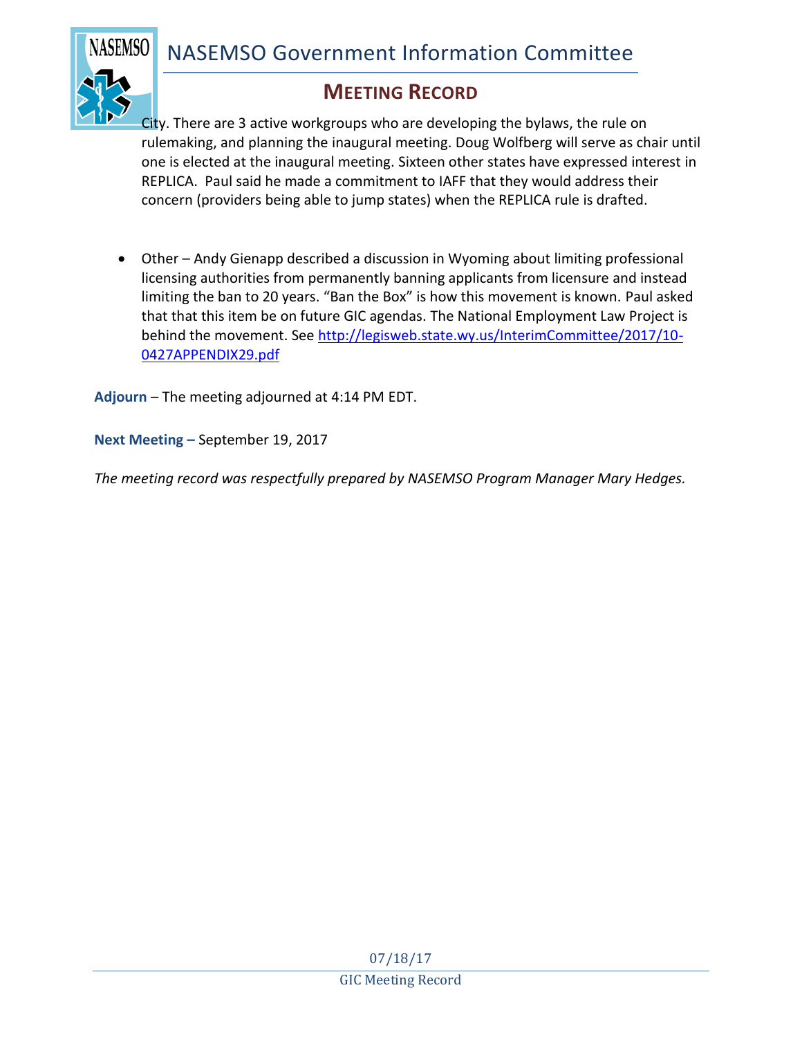City. There are 3 active workgroups who are developing the bylaws, the rule on rulemaking, and planning the inaugural meeting. Doug Wolfberg will serve as chair until one is elected at the inaugural meeting. Sixteen other states have expressed interest in REPLICA. Paul said he made a commitment to IAFF that they would address their concern (providers being able to jump states) when the REPLICA rule is drafted.

- Other – Andy Gienapp described a discussion in Wyoming about limiting professional licensing authorities from permanently banning applicants from licensure and instead limiting the ban to 20 years. “Ban the Box” is how this movement is known. Paul asked that that this item be on future GIC agendas. The National Employment Law Project is behind the movement. See [http://legisweb.state.wy.us/InterimCommittee/2017/10-0427APPENDIX29.pdf](http://legisweb.state.wy.us/InterimCommittee/2017/10-0427APPENDIX29.pdf)

**Adjourn** – The meeting adjourned at 4:14 PM EDT.

**Next Meeting –** September 19, 2017

*The meeting record was respectfully prepared by NASEMSO Program Manager Mary Hedges.*